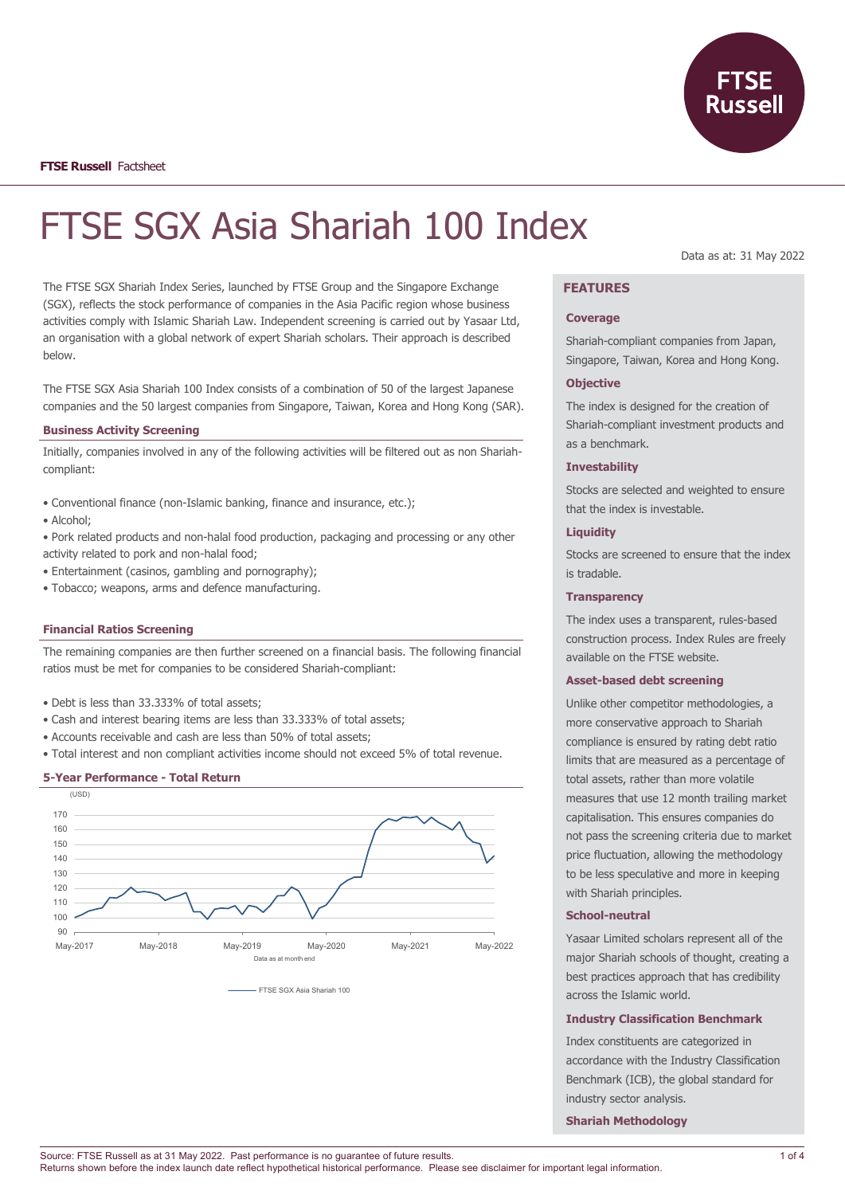FTSE Russell Factsheet

# FTSE SGX Asia Shariah 100 Index

Data as at: 31 May 2022

The FTSE SGX Shariah Index Series, launched by FTSE Group and the Singapore Exchange (SGX), reflects the stock performance of companies in the Asia Pacific region whose business activities comply with Islamic Shariah Law. Independent screening is carried out by Yasaar Ltd, an organisation with a global network of expert Shariah scholars. Their approach is described below.

The FTSE SGX Asia Shariah 100 Index consists of a combination of 50 of the largest Japanese companies and the 50 largest companies from Singapore, Taiwan, Korea and Hong Kong (SAR).

### Business Activity Screening

Initially, companies involved in any of the following activities will be filtered out as non Shariah-compliant:

- Conventional finance (non-Islamic banking, finance and insurance, etc.);
- Alcohol;
- Pork related products and non-halal food production, packaging and processing or any other activity related to pork and non-halal food;
- Entertainment (casinos, gambling and pornography);
- Tobacco; weapons, arms and defence manufacturing.

### Financial Ratios Screening

The remaining companies are then further screened on a financial basis. The following financial ratios must be met for companies to be considered Shariah-compliant:

- Debt is less than 33.333% of total assets;
- Cash and interest bearing items are less than 33.333% of total assets;
- Accounts receivable and cash are less than 50% of total assets;
- Total interest and non compliant activities income should not exceed 5% of total revenue.

### 5-Year Performance - Total Return

(USD)

Data as at month end

FTSE SGX Asia Shariah 100

## FEATURES

### Coverage

Shariah-compliant companies from Japan, Singapore, Taiwan, Korea and Hong Kong.

### Objective

The index is designed for the creation of Shariah-compliant investment products and as a benchmark.

### Investability

Stocks are selected and weighted to ensure that the index is investable.

### Liquidity

Stocks are screened to ensure that the index is tradable.

### Transparency

The index uses a transparent, rules-based construction process. Index Rules are freely available on the FTSE website.

### Asset-based debt screening

Unlike other competitor methodologies, a more conservative approach to Shariah compliance is ensured by rating debt ratio limits that are measured as a percentage of total assets, rather than more volatile measures that use 12 month trailing market capitalisation. This ensures companies do not pass the screening criteria due to market price fluctuation, allowing the methodology to be less speculative and more in keeping with Shariah principles.

### School-neutral

Yasaar Limited scholars represent all of the major Shariah schools of thought, creating a best practices approach that has credibility across the Islamic world.

### Industry Classification Benchmark

Index constituents are categorized in accordance with the Industry Classification Benchmark (ICB), the global standard for industry sector analysis.

### Shariah Methodology

Source: FTSE Russell as at 31 May 2022. Past performance is no guarantee of future results.
Returns shown before the index launch date reflect hypothetical historical performance. Please see disclaimer for important legal information.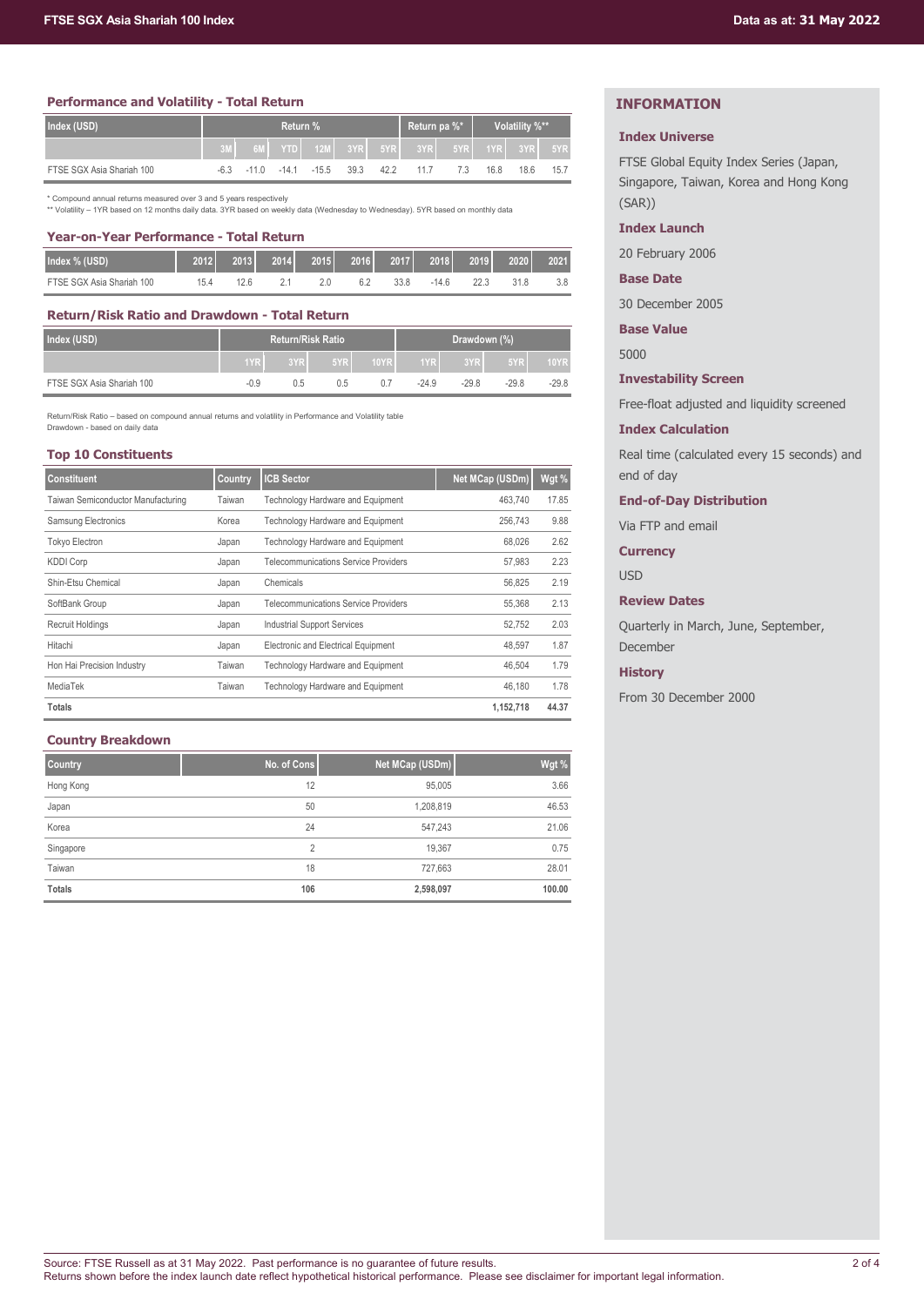## Performance and Volatility - Total Return

| Index (USD) | Return % | | | | | | Return pa %* | | Volatility %** | | |
|---|---|---|---|---|---|---|---|---|---|---|---|
| | 3M | 6M | YTD | 12M | 3YR | 5YR | 3YR | 5YR | 1YR | 3YR | 5YR |
| FTSE SGX Asia Shariah 100 | -6.3 | -11.0 | -14.1 | -15.5 | 39.3 | 42.2 | 11.7 | 7.3 | 16.8 | 18.6 | 15.7 |

\* Compound annual returns measured over 3 and 5 years respectively
\** Volatility – 1YR based on 12 months daily data. 3YR based on weekly data (Wednesday to Wednesday). 5YR based on monthly data

## Year-on-Year Performance - Total Return

| Index % (USD) | 2012 | 2013 | 2014 | 2015 | 2016 | 2017 | 2018 | 2019 | 2020 | 2021 |
|---|---|---|---|---|---|---|---|---|---|---|
| FTSE SGX Asia Shariah 100 | 15.4 | 12.6 | 2.1 | 2.0 | 6.2 | 33.8 | -14.6 | 22.3 | 31.8 | 3.8 |

## Return/Risk Ratio and Drawdown - Total Return

| Index (USD) | Return/Risk Ratio | | | | Drawdown (%) | | | |
|---|---|---|---|---|---|---|---|---|
| | 1YR | 3YR | 5YR | 10YR | 1YR | 3YR | 5YR | 10YR |
| FTSE SGX Asia Shariah 100 | -0.9 | 0.5 | 0.5 | 0.7 | -24.9 | -29.8 | -29.8 | -29.8 |

Return/Risk Ratio – based on compound annual returns and volatility in Performance and Volatility table
Drawdown - based on daily data

## Top 10 Constituents

| Constituent | Country | ICB Sector | Net MCap (USDm) | Wgt % |
|---|---|---|---|---|
| Taiwan Semiconductor Manufacturing | Taiwan | Technology Hardware and Equipment | 463,740 | 17.85 |
| Samsung Electronics | Korea | Technology Hardware and Equipment | 256,743 | 9.88 |
| Tokyo Electron | Japan | Technology Hardware and Equipment | 68,026 | 2.62 |
| KDDI Corp | Japan | Telecommunications Service Providers | 57,983 | 2.23 |
| Shin-Etsu Chemical | Japan | Chemicals | 56,825 | 2.19 |
| SoftBank Group | Japan | Telecommunications Service Providers | 55,368 | 2.13 |
| Recruit Holdings | Japan | Industrial Support Services | 52,752 | 2.03 |
| Hitachi | Japan | Electronic and Electrical Equipment | 48,597 | 1.87 |
| Hon Hai Precision Industry | Taiwan | Technology Hardware and Equipment | 46,504 | 1.79 |
| MediaTek | Taiwan | Technology Hardware and Equipment | 46,180 | 1.78 |
| **Totals** | | | **1,152,718** | **44.37** |

## Country Breakdown

| Country | No. of Cons | Net MCap (USDm) | Wgt % |
|---|---|---|---|
| Hong Kong | 12 | 95,005 | 3.66 |
| Japan | 50 | 1,208,819 | 46.53 |
| Korea | 24 | 547,243 | 21.06 |
| Singapore | 2 | 19,367 | 0.75 |
| Taiwan | 18 | 727,663 | 28.01 |
| **Totals** | **106** | **2,598,097** | **100.00** |

## INFORMATION

### Index Universe

FTSE Global Equity Index Series (Japan, Singapore, Taiwan, Korea and Hong Kong (SAR))

### Index Launch

20 February 2006

### Base Date

30 December 2005

### Base Value

5000

### Investability Screen

Free-float adjusted and liquidity screened

### Index Calculation

Real time (calculated every 15 seconds) and end of day

### End-of-Day Distribution

Via FTP and email

### Currency

USD

### Review Dates

Quarterly in March, June, September, December

### History

From 30 December 2000

Source: FTSE Russell as at 31 May 2022. Past performance is no guarantee of future results.
Returns shown before the index launch date reflect hypothetical historical performance. Please see disclaimer for important legal information.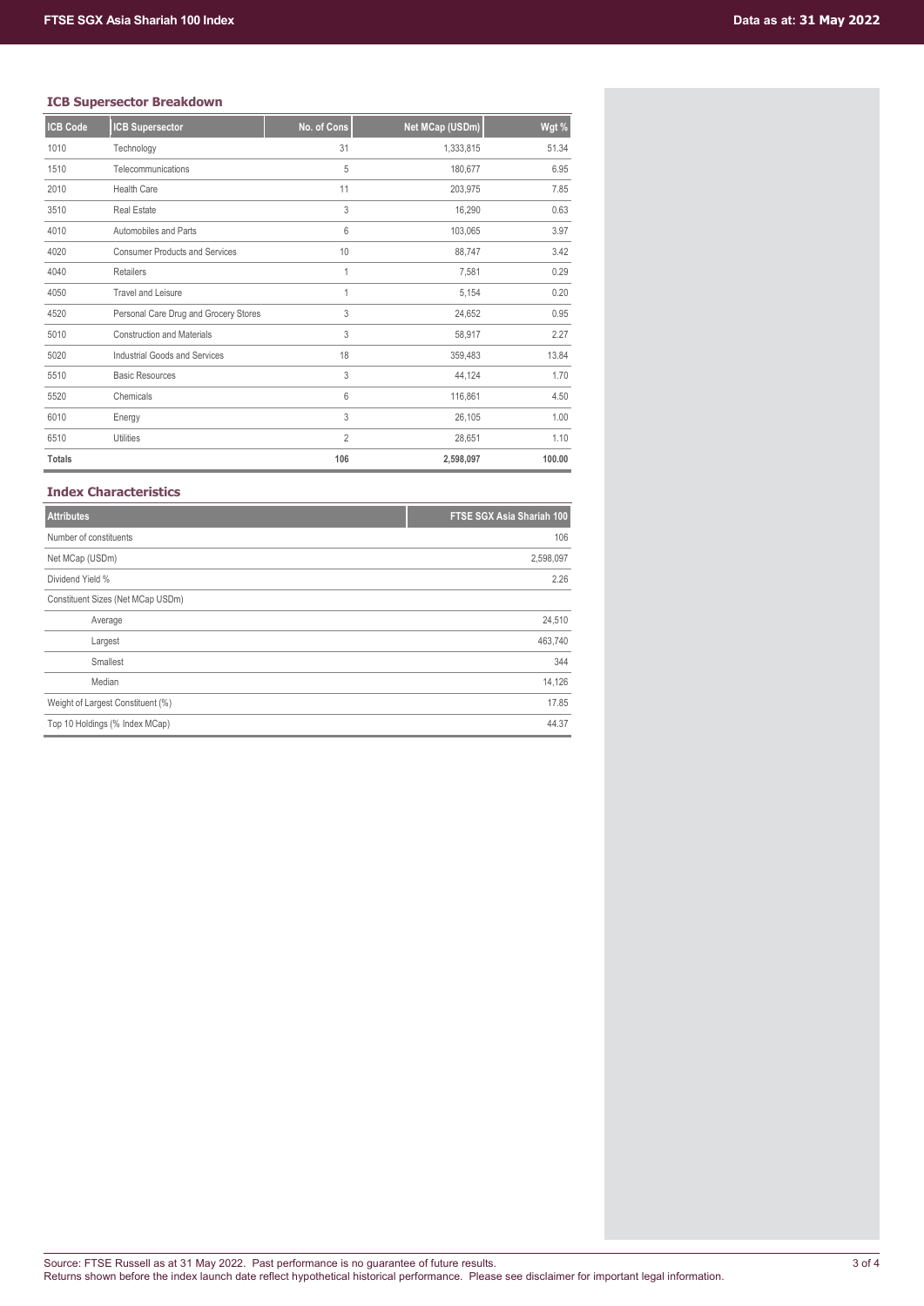## ICB Supersector Breakdown

| ICB Code | ICB Supersector | No. of Cons | Net MCap (USDm) | Wgt % |
|---|---|---|---|---|
| 1010 | Technology | 31 | 1,333,815 | 51.34 |
| 1510 | Telecommunications | 5 | 180,677 | 6.95 |
| 2010 | Health Care | 11 | 203,975 | 7.85 |
| 3510 | Real Estate | 3 | 16,290 | 0.63 |
| 4010 | Automobiles and Parts | 6 | 103,065 | 3.97 |
| 4020 | Consumer Products and Services | 10 | 88,747 | 3.42 |
| 4040 | Retailers | 1 | 7,581 | 0.29 |
| 4050 | Travel and Leisure | 1 | 5,154 | 0.20 |
| 4520 | Personal Care Drug and Grocery Stores | 3 | 24,652 | 0.95 |
| 5010 | Construction and Materials | 3 | 58,917 | 2.27 |
| 5020 | Industrial Goods and Services | 18 | 359,483 | 13.84 |
| 5510 | Basic Resources | 3 | 44,124 | 1.70 |
| 5520 | Chemicals | 6 | 116,861 | 4.50 |
| 6010 | Energy | 3 | 26,105 | 1.00 |
| 6510 | Utilities | 2 | 28,651 | 1.10 |
| **Totals** | | **106** | **2,598,097** | **100.00** |

## Index Characteristics

| Attributes | FTSE SGX Asia Shariah 100 |
|---|---|
| Number of constituents | 106 |
| Net MCap (USDm) | 2,598,097 |
| Dividend Yield % | 2.26 |
| Constituent Sizes (Net MCap USDm) | |
| Average | 24,510 |
| Largest | 463,740 |
| Smallest | 344 |
| Median | 14,126 |
| Weight of Largest Constituent (%) | 17.85 |
| Top 10 Holdings (% Index MCap) | 44.37 |

Source: FTSE Russell as at 31 May 2022. Past performance is no guarantee of future results.
Returns shown before the index launch date reflect hypothetical historical performance. Please see disclaimer for important legal information.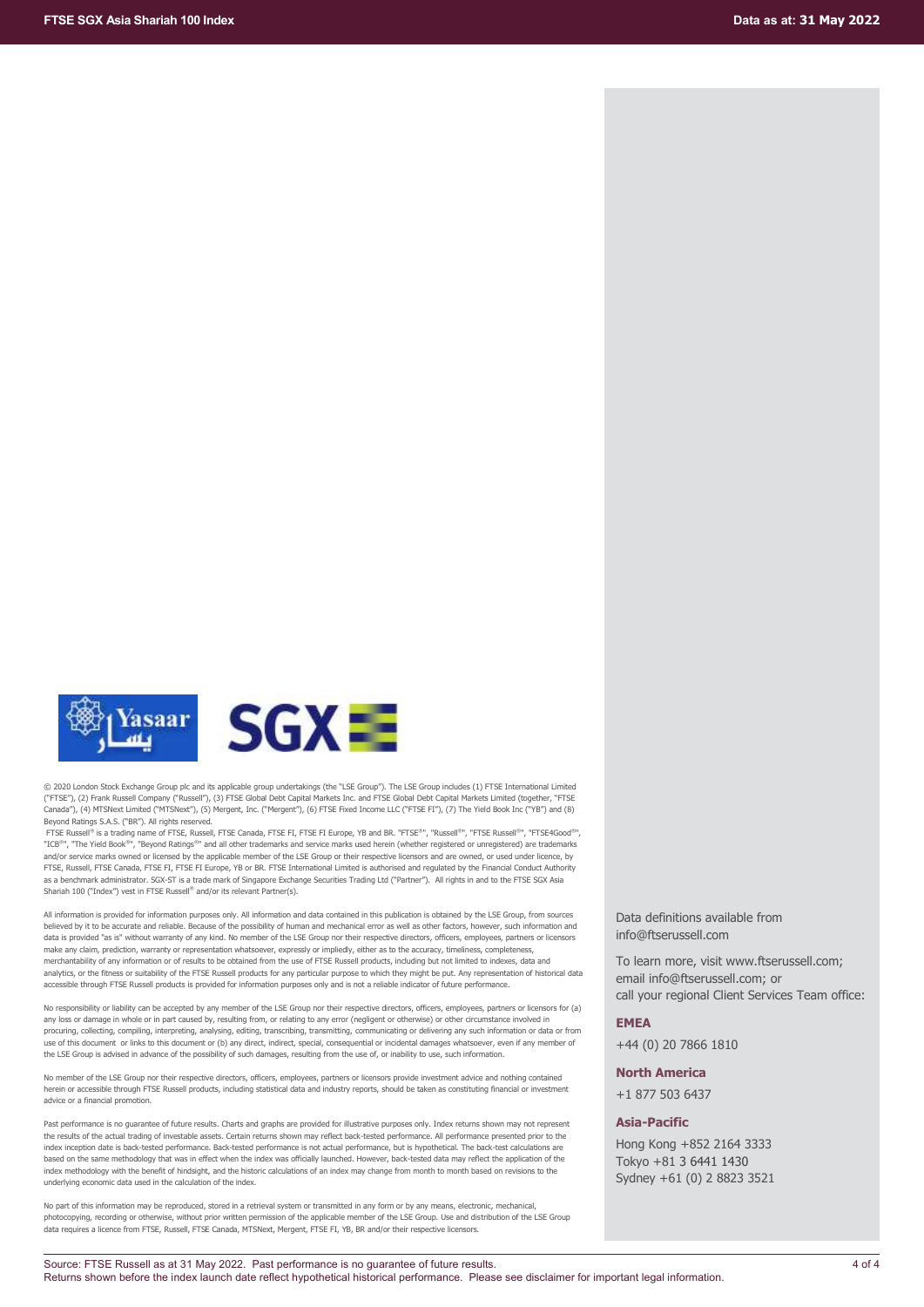© 2020 London Stock Exchange Group plc and its applicable group undertakings (the "LSE Group"). The LSE Group includes (1) FTSE International Limited ("FTSE"), (2) Frank Russell Company ("Russell"), (3) FTSE Global Debt Capital Markets Inc. and FTSE Global Debt Capital Markets Limited (together, "FTSE Canada"), (4) MTSNext Limited ("MTSNext"), (5) Mergent, Inc. ("Mergent"), (6) FTSE Fixed Income LLC ("FTSE FI"), (7) The Yield Book Inc ("YB") and (8) Beyond Ratings S.A.S. ("BR"). All rights reserved.

FTSE Russell® is a trading name of FTSE, Russell, FTSE Canada, FTSE FI, FTSE FI Europe, YB and BR. "FTSE®", "Russell®", "FTSE Russell®", "FTSE4Good®", "ICB®", "The Yield Book®", "Beyond Ratings®" and all other trademarks and service marks used herein (whether registered or unregistered) are trademarks and/or service marks owned or licensed by the applicable member of the LSE Group or their respective licensors and are owned, or used under licence, by FTSE, Russell, FTSE Canada, FTSE FI, FTSE FI Europe, YB or BR. FTSE International Limited is authorised and regulated by the Financial Conduct Authority as a benchmark administrator. SGX-ST is a trade mark of Singapore Exchange Securities Trading Ltd ("Partner"). All rights in and to the FTSE SGX Asia Shariah 100 ("Index") vest in FTSE Russell® and/or its relevant Partner(s).

All information is provided for information purposes only. All information and data contained in this publication is obtained by the LSE Group, from sources believed by it to be accurate and reliable. Because of the possibility of human and mechanical error as well as other factors, however, such information and data is provided "as is" without warranty of any kind. No member of the LSE Group nor their respective directors, officers, employees, partners or licensors make any claim, prediction, warranty or representation whatsoever, expressly or impliedly, either as to the accuracy, timeliness, completeness, merchantability of any information or of results to be obtained from the use of FTSE Russell products, including but not limited to indexes, data and analytics, or the fitness or suitability of the FTSE Russell products for any particular purpose to which they might be put. Any representation of historical data accessible through FTSE Russell products is provided for information purposes only and is not a reliable indicator of future performance.

No responsibility or liability can be accepted by any member of the LSE Group nor their respective directors, officers, employees, partners or licensors for (a) any loss or damage in whole or in part caused by, resulting from, or relating to any error (negligent or otherwise) or other circumstance involved in procuring, collecting, compiling, interpreting, analysing, editing, transcribing, transmitting, communicating or delivering any such information or data or from use of this document or links to this document or (b) any direct, indirect, special, consequential or incidental damages whatsoever, even if any member of the LSE Group is advised in advance of the possibility of such damages, resulting from the use of, or inability to use, such information.

No member of the LSE Group nor their respective directors, officers, employees, partners or licensors provide investment advice and nothing contained herein or accessible through FTSE Russell products, including statistical data and industry reports, should be taken as constituting financial or investment advice or a financial promotion.

Past performance is no guarantee of future results. Charts and graphs are provided for illustrative purposes only. Index returns shown may not represent the results of the actual trading of investable assets. Certain returns shown may reflect back-tested performance. All performance presented prior to the index inception date is back-tested performance. Back-tested performance is not actual performance, but is hypothetical. The back-test calculations are based on the same methodology that was in effect when the index was officially launched. However, back-tested data may reflect the application of the index methodology with the benefit of hindsight, and the historic calculations of an index may change from month to month based on revisions to the underlying economic data used in the calculation of the index.

No part of this information may be reproduced, stored in a retrieval system or transmitted in any form or by any means, electronic, mechanical, photocopying, recording or otherwise, without prior written permission of the applicable member of the LSE Group. Use and distribution of the LSE Group data requires a licence from FTSE, Russell, FTSE Canada, MTSNext, Mergent, FTSE FI, YB, BR and/or their respective licensors.

Data definitions available from info@ftserussell.com

To learn more, visit www.ftserussell.com; email info@ftserussell.com; or call your regional Client Services Team office:

**EMEA**

+44 (0) 20 7866 1810

**North America**

+1 877 503 6437

**Asia-Pacific**

Hong Kong +852 2164 3333
Tokyo +81 3 6441 1430
Sydney +61 (0) 2 8823 3521

Source: FTSE Russell as at 31 May 2022. Past performance is no guarantee of future results.
Returns shown before the index launch date reflect hypothetical historical performance. Please see disclaimer for important legal information.